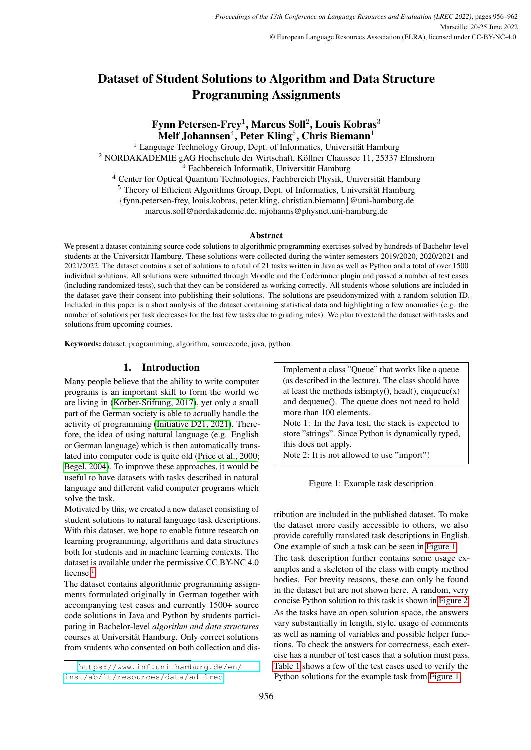# Dataset of Student Solutions to Algorithm and Data Structure Programming Assignments

**Fynn Petersen-Frey[1], Marcus Soll[2], Louis Kobras[3]**
**Melf Johannsen[4], Peter Kling[5], Chris Biemann[1]**

[1] Language Technology Group, Dept. of Informatics, Universität Hamburg
[2] NORDAKADEMIE gAG Hochschule der Wirtschaft, Köllner Chaussee 11, 25337 Elmshorn
[3] Fachbereich Informatik, Universität Hamburg
[4] Center for Optical Quantum Technologies, Fachbereich Physik, Universität Hamburg
[5] Theory of Efficient Algorithms Group, Dept. of Informatics, Universität Hamburg
{fynn.petersen-frey, louis.kobras, peter.kling, christian.biemann}@uni-hamburg.de
marcus.soll@nordakademie.de, mjohanns@physnet.uni-hamburg.de

### Abstract

We present a dataset containing source code solutions to algorithmic programming exercises solved by hundreds of Bachelor-level students at the Universität Hamburg. These solutions were collected during the winter semesters 2019/2020, 2020/2021 and 2021/2022. The dataset contains a set of solutions to a total of 21 tasks written in Java as well as Python and a total of over 1500 individual solutions. All solutions were submitted through Moodle and the Coderunner plugin and passed a number of test cases (including randomized tests), such that they can be considered as working correctly. All students whose solutions are included in the dataset gave their consent into publishing their solutions. The solutions are pseudonymized with a random solution ID. Included in this paper is a short analysis of the dataset containing statistical data and highlighting a few anomalies (e.g. the number of solutions per task decreases for the last few tasks due to grading rules). We plan to extend the dataset with tasks and solutions from upcoming courses.

**Keywords:** dataset, programming, algorithm, sourcecode, java, python

## 1. Introduction

Many people believe that the ability to write computer programs is an important skill to form the world we are living in (Körber-Stiftung, 2017), yet only a small part of the German society is able to actually handle the activity of programming (Initiative D21, 2021). Therefore, the idea of using natural language (e.g. English or German language) which is then automatically translated into computer code is quite old (Price et al., 2000; Begel, 2004). To improve these approaches, it would be useful to have datasets with tasks described in natural language and different valid computer programs which solve the task.

Motivated by this, we created a new dataset consisting of student solutions to natural language task descriptions. With this dataset, we hope to enable future research on learning programming, algorithms and data structures both for students and in machine learning contexts. The dataset is available under the permissive CC BY-NC 4.0 license.[1]

The dataset contains algorithmic programming assignments formulated originally in German together with accompanying test cases and currently 1500+ source code solutions in Java and Python by students participating in Bachelor-level *algorithm and data structures* courses at Universität Hamburg. Only correct solutions from students who consented on both collection and distribution are included in the published dataset. To make the dataset more easily accessible to others, we also provide carefully translated task descriptions in English. One example of such a task can be seen in Figure 1.

> Implement a class "Queue" that works like a queue (as described in the lecture). The class should have at least the methods isEmpty(), head(), enqueue(x) and dequeue(). The queue does not need to hold more than 100 elements.
> Note 1: In the Java test, the stack is expected to store "strings". Since Python is dynamically typed, this does not apply.
> Note 2: It is not allowed to use "import"!

Figure 1: Example task description

The task description further contains some usage examples and a skeleton of the class with empty method bodies. For brevity reasons, these can only be found in the dataset but are not shown here. A random, very concise Python solution to this task is shown in Figure 2.

As the tasks have an open solution space, the answers vary substantially in length, style, usage of comments as well as naming of variables and possible helper functions. To check the answers for correctness, each exercise has a number of test cases that a solution must pass. Table 1 shows a few of the test cases used to verify the Python solutions for the example task from Figure 1.

[1] https://www.inf.uni-hamburg.de/en/inst/ab/lt/resources/data/ad-lrec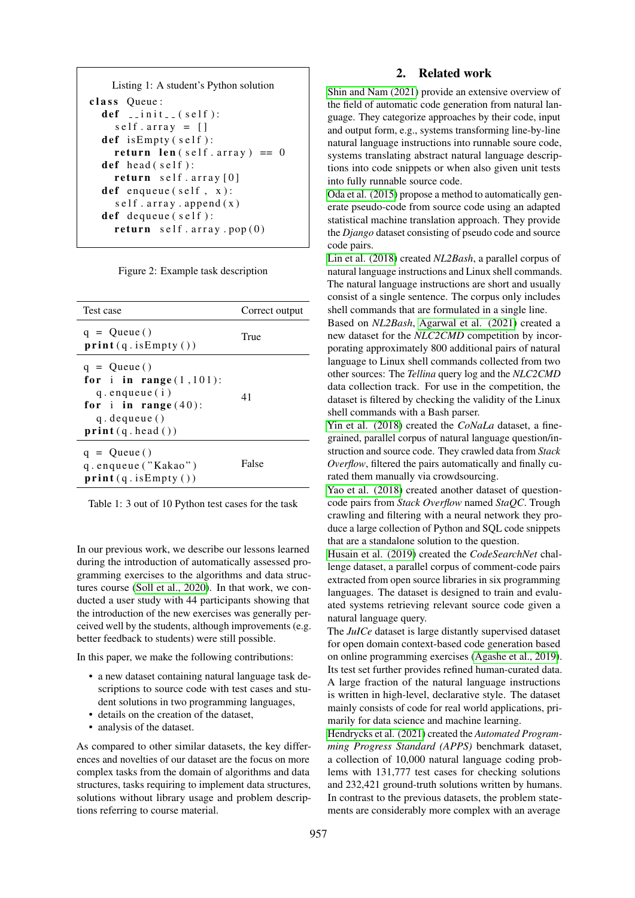Listing 1: A student's Python solution

```python
class Queue:
  def __init__(self):
    self.array = []
  def isEmpty(self):
    return len(self.array) == 0
  def head(self):
    return self.array[0]
  def enqueue(self, x):
    self.array.append(x)
  def dequeue(self):
    return self.array.pop(0)
```

Figure 2: Example task description

| Test case | Correct output |
|---|---|
| `q = Queue()`<br>`print(q.isEmpty())` | True |
| `q = Queue()`<br>`for i in range(1,101):`<br>`  q.enqueue(i)`<br>`for i in range(40):`<br>`  q.dequeue()`<br>`print(q.head())` | 41 |
| `q = Queue()`<br>`q.enqueue("Kakao")`<br>`print(q.isEmpty())` | False |

Table 1: 3 out of 10 Python test cases for the task

In our previous work, we describe our lessons learned during the introduction of automatically assessed programming exercises to the algorithms and data structures course (Soll et al., 2020). In that work, we conducted a user study with 44 participants showing that the introduction of the new exercises was generally perceived well by the students, although improvements (e.g. better feedback to students) were still possible.

In this paper, we make the following contributions:

- a new dataset containing natural language task descriptions to source code with test cases and student solutions in two programming languages,
- details on the creation of the dataset,
- analysis of the dataset.

As compared to other similar datasets, the key differences and novelties of our dataset are the focus on more complex tasks from the domain of algorithms and data structures, tasks requiring to implement data structures, solutions without library usage and problem descriptions referring to course material.

## 2. Related work

Shin and Nam (2021) provide an extensive overview of the field of automatic code generation from natural language. They categorize approaches by their code, input and output form, e.g., systems transforming line-by-line natural language instructions into runnable soure code, systems translating abstract natural language descriptions into code snippets or when also given unit tests into fully runnable source code.

Oda et al. (2015) propose a method to automatically generate pseudo-code from source code using an adapted statistical machine translation approach. They provide the *Django* dataset consisting of pseudo code and source code pairs.

Lin et al. (2018) created *NL2Bash*, a parallel corpus of natural language instructions and Linux shell commands. The natural language instructions are short and usually consist of a single sentence. The corpus only includes shell commands that are formulated in a single line.

Based on *NL2Bash*, Agarwal et al. (2021) created a new dataset for the *NLC2CMD* competition by incorporating approximately 800 additional pairs of natural language to Linux shell commands collected from two other sources: The *Tellina* query log and the *NLC2CMD* data collection track. For use in the competition, the dataset is filtered by checking the validity of the Linux shell commands with a Bash parser.

Yin et al. (2018) created the *CoNaLa* dataset, a fine-grained, parallel corpus of natural language question/instruction and source code. They crawled data from *Stack Overflow*, filtered the pairs automatically and finally curated them manually via crowdsourcing.

Yao et al. (2018) created another dataset of question-code pairs from *Stack Overflow* named *StaQC*. Trough crawling and filtering with a neural network they produce a large collection of Python and SQL code snippets that are a standalone solution to the question.

Husain et al. (2019) created the *CodeSearchNet* challenge dataset, a parallel corpus of comment-code pairs extracted from open source libraries in six programming languages. The dataset is designed to train and evaluated systems retrieving relevant source code given a natural language query.

The *JuICe* dataset is large distantly supervised dataset for open domain context-based code generation based on online programming exercises (Agashe et al., 2019). Its test set further provides refined human-curated data. A large fraction of the natural language instructions is written in high-level, declarative style. The dataset mainly consists of code for real world applications, primarily for data science and machine learning.

Hendrycks et al. (2021) created the *Automated Programming Progress Standard (APPS)* benchmark dataset, a collection of 10,000 natural language coding problems with 131,777 test cases for checking solutions and 232,421 ground-truth solutions written by humans. In contrast to the previous datasets, the problem statements are considerably more complex with an average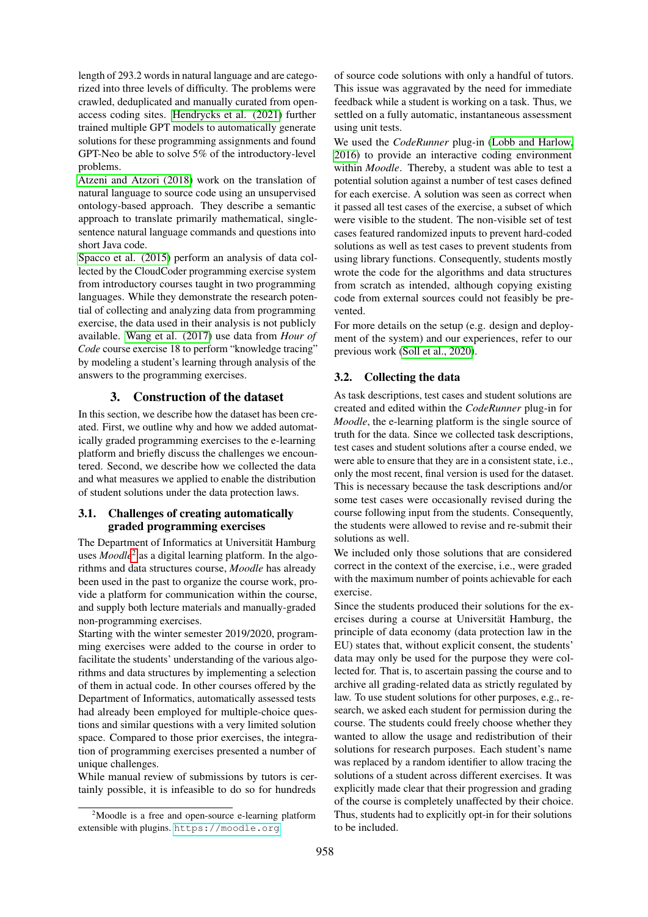length of 293.2 words in natural language and are categorized into three levels of difficulty. The problems were crawled, deduplicated and manually curated from open-access coding sites. Hendrycks et al. (2021) further trained multiple GPT models to automatically generate solutions for these programming assignments and found GPT-Neo be able to solve 5% of the introductory-level problems.

Atzeni and Atzori (2018) work on the translation of natural language to source code using an unsupervised ontology-based approach. They describe a semantic approach to translate primarily mathematical, single-sentence natural language commands and questions into short Java code.

Spacco et al. (2015) perform an analysis of data collected by the CloudCoder programming exercise system from introductory courses taught in two programming languages. While they demonstrate the research potential of collecting and analyzing data from programming exercise, the data used in their analysis is not publicly available. Wang et al. (2017) use data from *Hour of Code* course exercise 18 to perform "knowledge tracing" by modeling a student's learning through analysis of the answers to the programming exercises.

## 3. Construction of the dataset

In this section, we describe how the dataset has been created. First, we outline why and how we added automatically graded programming exercises to the e-learning platform and briefly discuss the challenges we encountered. Second, we describe how we collected the data and what measures we applied to enable the distribution of student solutions under the data protection laws.

### 3.1. Challenges of creating automatically graded programming exercises

The Department of Informatics at Universität Hamburg uses *Moodle*[2] as a digital learning platform. In the algorithms and data structures course, *Moodle* has already been used in the past to organize the course work, provide a platform for communication within the course, and supply both lecture materials and manually-graded non-programming exercises.

Starting with the winter semester 2019/2020, programming exercises were added to the course in order to facilitate the students' understanding of the various algorithms and data structures by implementing a selection of them in actual code. In other courses offered by the Department of Informatics, automatically assessed tests had already been employed for multiple-choice questions and similar questions with a very limited solution space. Compared to those prior exercises, the integration of programming exercises presented a number of unique challenges.

While manual review of submissions by tutors is certainly possible, it is infeasible to do so for hundreds of source code solutions with only a handful of tutors. This issue was aggravated by the need for immediate feedback while a student is working on a task. Thus, we settled on a fully automatic, instantaneous assessment using unit tests.

We used the *CodeRunner* plug-in (Lobb and Harlow, 2016) to provide an interactive coding environment within *Moodle*. Thereby, a student was able to test a potential solution against a number of test cases defined for each exercise. A solution was seen as correct when it passed all test cases of the exercise, a subset of which were visible to the student. The non-visible set of test cases featured randomized inputs to prevent hard-coded solutions as well as test cases to prevent students from using library functions. Consequently, students mostly wrote the code for the algorithms and data structures from scratch as intended, although copying existing code from external sources could not feasibly be prevented.

For more details on the setup (e.g. design and deployment of the system) and our experiences, refer to our previous work (Soll et al., 2020).

### 3.2. Collecting the data

As task descriptions, test cases and student solutions are created and edited within the *CodeRunner* plug-in for *Moodle*, the e-learning platform is the single source of truth for the data. Since we collected task descriptions, test cases and student solutions after a course ended, we were able to ensure that they are in a consistent state, i.e., only the most recent, final version is used for the dataset. This is necessary because the task descriptions and/or some test cases were occasionally revised during the course following input from the students. Consequently, the students were allowed to revise and re-submit their solutions as well.

We included only those solutions that are considered correct in the context of the exercise, i.e., were graded with the maximum number of points achievable for each exercise.

Since the students produced their solutions for the exercises during a course at Universität Hamburg, the principle of data economy (data protection law in the EU) states that, without explicit consent, the students' data may only be used for the purpose they were collected for. That is, to ascertain passing the course and to archive all grading-related data as strictly regulated by law. To use student solutions for other purposes, e.g., research, we asked each student for permission during the course. The students could freely choose whether they wanted to allow the usage and redistribution of their solutions for research purposes. Each student's name was replaced by a random identifier to allow tracing the solutions of a student across different exercises. It was explicitly made clear that their progression and grading of the course is completely unaffected by their choice. Thus, students had to explicitly opt-in for their solutions to be included.

[2] Moodle is a free and open-source e-learning platform extensible with plugins. https://moodle.org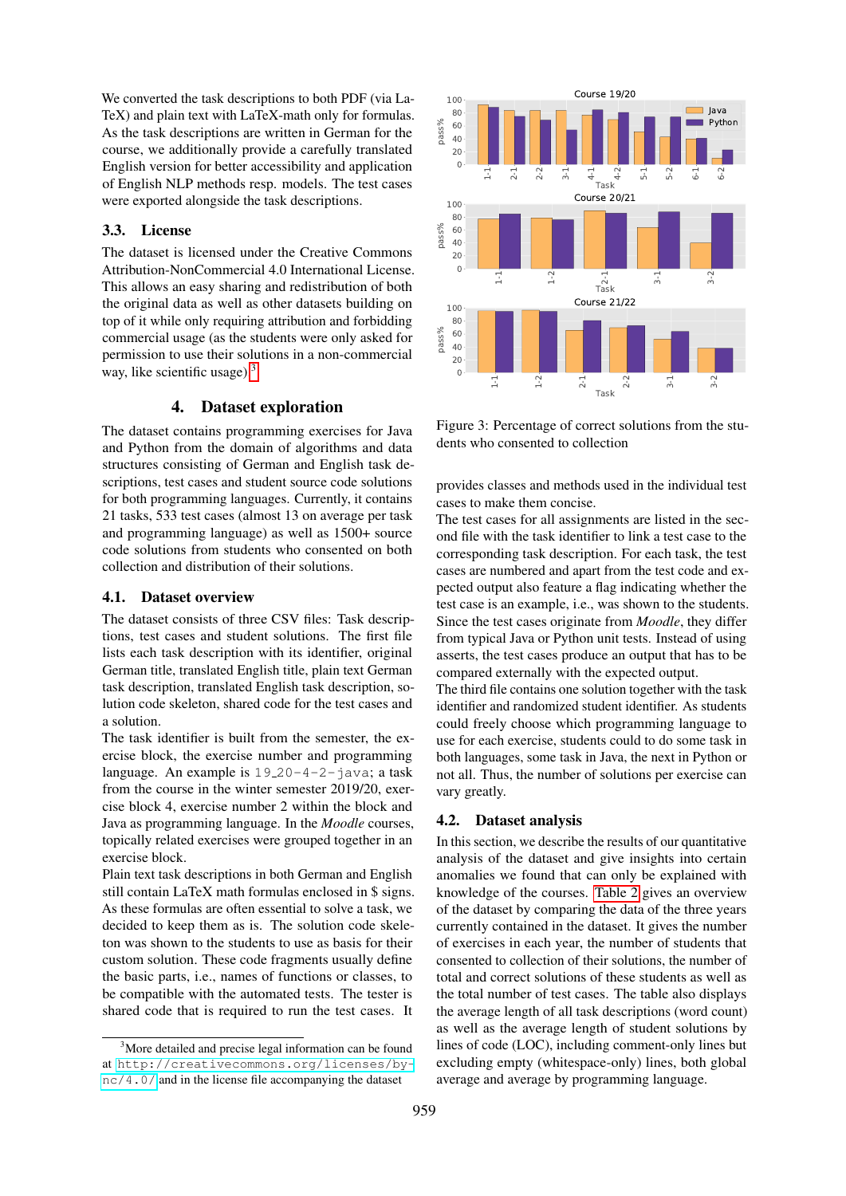We converted the task descriptions to both PDF (via LaTeX) and plain text with LaTeX-math only for formulas. As the task descriptions are written in German for the course, we additionally provide a carefully translated English version for better accessibility and application of English NLP methods resp. models. The test cases were exported alongside the task descriptions.

### 3.3. License

The dataset is licensed under the Creative Commons Attribution-NonCommercial 4.0 International License. This allows an easy sharing and redistribution of both the original data as well as other datasets building on top of it while only requiring attribution and forbidding commercial usage (as the students were only asked for permission to use their solutions in a non-commercial way, like scientific usage)[3].

## 4. Dataset exploration

The dataset contains programming exercises for Java and Python from the domain of algorithms and data structures consisting of German and English task descriptions, test cases and student source code solutions for both programming languages. Currently, it contains 21 tasks, 533 test cases (almost 13 on average per task and programming language) as well as 1500+ source code solutions from students who consented on both collection and distribution of their solutions.

### 4.1. Dataset overview

The dataset consists of three CSV files: Task descriptions, test cases and student solutions. The first file lists each task description with its identifier, original German title, translated English title, plain text German task description, translated English task description, solution code skeleton, shared code for the test cases and a solution.

The task identifier is built from the semester, the exercise block, the exercise number and programming language. An example is `19_20-4-2-java`; a task from the course in the winter semester 2019/20, exercise block 4, exercise number 2 within the block and Java as programming language. In the *Moodle* courses, topically related exercises were grouped together in an exercise block.

Plain text task descriptions in both German and English still contain LaTeX math formulas enclosed in $ signs. As these formulas are often essential to solve a task, we decided to keep them as is. The solution code skeleton was shown to the students to use as basis for their custom solution. These code fragments usually define the basic parts, i.e., names of functions or classes, to be compatible with the automated tests. The tester is shared code that is required to run the test cases. It provides classes and methods used in the individual test cases to make them concise.

The test cases for all assignments are listed in the second file with the task identifier to link a test case to the corresponding task description. For each task, the test cases are numbered and apart from the test code and expected output also feature a flag indicating whether the test case is an example, i.e., was shown to the students. Since the test cases originate from *Moodle*, they differ from typical Java or Python unit tests. Instead of using asserts, the test cases produce an output that has to be compared externally with the expected output.

The third file contains one solution together with the task identifier and randomized student identifier. As students could freely choose which programming language to use for each exercise, students could to do some task in both languages, some task in Java, the next in Python or not all. Thus, the number of solutions per exercise can vary greatly.

Figure 3: Percentage of correct solutions from the students who consented to collection

### 4.2. Dataset analysis

In this section, we describe the results of our quantitative analysis of the dataset and give insights into certain anomalies we found that can only be explained with knowledge of the courses. Table 2 gives an overview of the dataset by comparing the data of the three years currently contained in the dataset. It gives the number of exercises in each year, the number of students that consented to collection of their solutions, the number of total and correct solutions of these students as well as the total number of test cases. The table also displays the average length of all task descriptions (word count) as well as the average length of student solutions by lines of code (LOC), including comment-only lines but excluding empty (whitespace-only) lines, both global average and average by programming language.

[3] More detailed and precise legal information can be found at http://creativecommons.org/licenses/by-nc/4.0/ and in the license file accompanying the dataset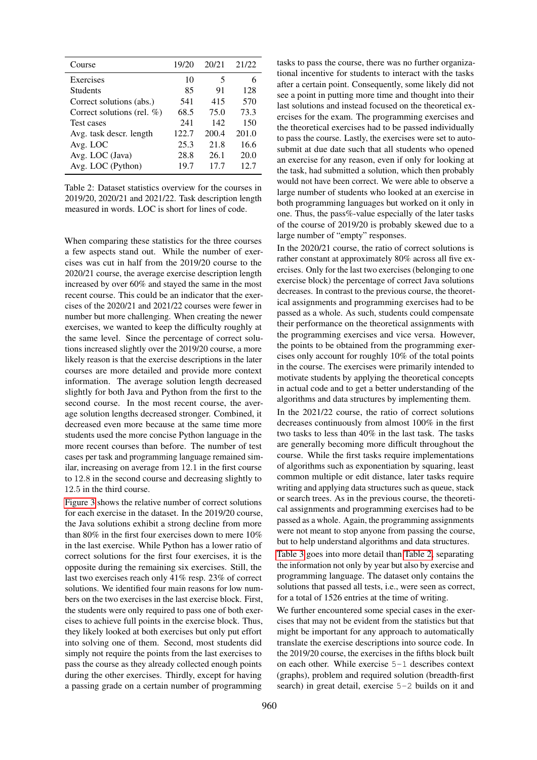| Course | 19/20 | 20/21 | 21/22 |
|---|---|---|---|
| Exercises | 10 | 5 | 6 |
| Students | 85 | 91 | 128 |
| Correct solutions (abs.) | 541 | 415 | 570 |
| Correct solutions (rel. %) | 68.5 | 75.0 | 73.3 |
| Test cases | 241 | 142 | 150 |
| Avg. task descr. length | 122.7 | 200.4 | 201.0 |
| Avg. LOC | 25.3 | 21.8 | 16.6 |
| Avg. LOC (Java) | 28.8 | 26.1 | 20.0 |
| Avg. LOC (Python) | 19.7 | 17.7 | 12.7 |

Table 2: Dataset statistics overview for the courses in 2019/20, 2020/21 and 2021/22. Task description length measured in words. LOC is short for lines of code.

When comparing these statistics for the three courses a few aspects stand out. While the number of exercises was cut in half from the 2019/20 course to the 2020/21 course, the average exercise description length increased by over 60% and stayed the same in the most recent course. This could be an indicator that the exercises of the 2020/21 and 2021/22 courses were fewer in number but more challenging. When creating the newer exercises, we wanted to keep the difficulty roughly at the same level. Since the percentage of correct solutions increased slightly over the 2019/20 course, a more likely reason is that the exercise descriptions in the later courses are more detailed and provide more context information. The average solution length decreased slightly for both Java and Python from the first to the second course. In the most recent course, the average solution lengths decreased stronger. Combined, it decreased even more because at the same time more students used the more concise Python language in the more recent courses than before. The number of test cases per task and programming language remained similar, increasing on average from 12.1 in the first course to 12.8 in the second course and decreasing slightly to 12.5 in the third course.

Figure 3 shows the relative number of correct solutions for each exercise in the dataset. In the 2019/20 course, the Java solutions exhibit a strong decline from more than 80% in the first four exercises down to mere 10% in the last exercise. While Python has a lower ratio of correct solutions for the first four exercises, it is the opposite during the remaining six exercises. Still, the last two exercises reach only 41% resp. 23% of correct solutions. We identified four main reasons for low numbers on the two exercises in the last exercise block. First, the students were only required to pass one of both exercises to achieve full points in the exercise block. Thus, they likely looked at both exercises but only put effort into solving one of them. Second, most students did simply not require the points from the last exercises to pass the course as they already collected enough points during the other exercises. Thirdly, except for having a passing grade on a certain number of programming tasks to pass the course, there was no further organizational incentive for students to interact with the tasks after a certain point. Consequently, some likely did not see a point in putting more time and thought into their last solutions and instead focused on the theoretical exercises for the exam. The programming exercises and the theoretical exercises had to be passed individually to pass the course. Lastly, the exercises were set to auto-submit at due date such that all students who opened an exercise for any reason, even if only for looking at the task, had submitted a solution, which then probably would not have been correct. We were able to observe a large number of students who looked at an exercise in both programming languages but worked on it only in one. Thus, the pass%-value especially of the later tasks of the course of 2019/20 is probably skewed due to a large number of "empty" responses.

In the 2020/21 course, the ratio of correct solutions is rather constant at approximately 80% across all five exercises. Only for the last two exercises (belonging to one exercise block) the percentage of correct Java solutions decreases. In contrast to the previous course, the theoretical assignments and programming exercises had to be passed as a whole. As such, students could compensate their performance on the theoretical assignments with the programming exercises and vice versa. However, the points to be obtained from the programming exercises only account for roughly 10% of the total points in the course. The exercises were primarily intended to motivate students by applying the theoretical concepts in actual code and to get a better understanding of the algorithms and data structures by implementing them.

In the 2021/22 course, the ratio of correct solutions decreases continuously from almost 100% in the first two tasks to less than 40% in the last task. The tasks are generally becoming more difficult throughout the course. While the first tasks require implementations of algorithms such as exponentiation by squaring, least common multiple or edit distance, later tasks require writing and applying data structures such as queue, stack or search trees. As in the previous course, the theoretical assignments and programming exercises had to be passed as a whole. Again, the programming assignments were not meant to stop anyone from passing the course, but to help understand algorithms and data structures.

Table 3 goes into more detail than Table 2, separating the information not only by year but also by exercise and programming language. The dataset only contains the solutions that passed all tests, i.e., were seen as correct, for a total of 1526 entries at the time of writing.

We further encountered some special cases in the exercises that may not be evident from the statistics but that might be important for any approach to automatically translate the exercise descriptions into source code. In the 2019/20 course, the exercises in the fifths block built on each other. While exercise `5-1` describes context (graphs), problem and required solution (breadth-first search) in great detail, exercise `5-2` builds on it and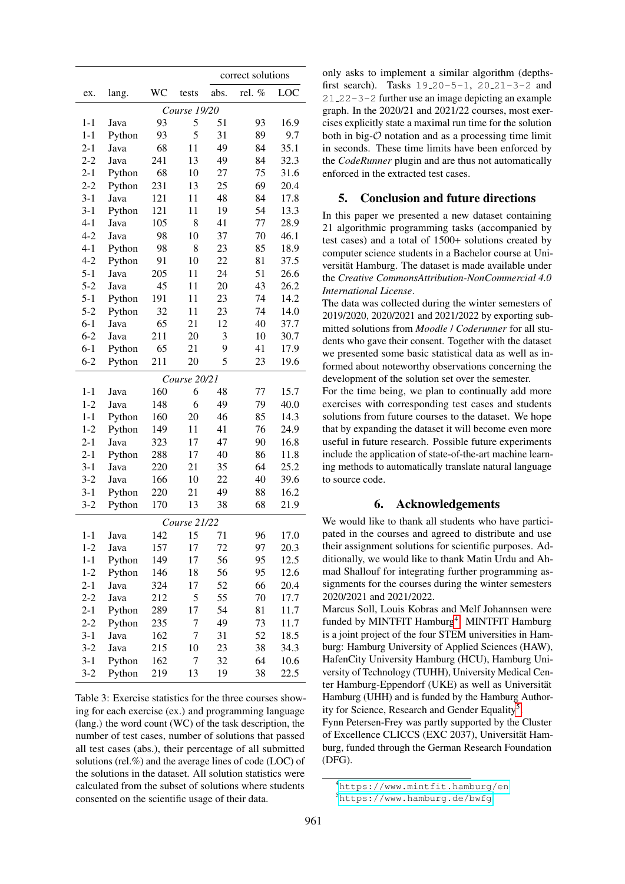| ex. | lang. | WC | tests | correct solutions abs. | rel. % | LOC |
|---|---|---|---|---|---|---|
| *Course 19/20* | | | | | | |
| 1-1 | Java | 93 | 5 | 51 | 93 | 16.9 |
| 1-1 | Python | 93 | 5 | 31 | 89 | 9.7 |
| 2-1 | Java | 68 | 11 | 49 | 84 | 35.1 |
| 2-2 | Java | 241 | 13 | 49 | 84 | 32.3 |
| 2-1 | Python | 68 | 10 | 27 | 75 | 31.6 |
| 2-2 | Python | 231 | 13 | 25 | 69 | 20.4 |
| 3-1 | Java | 121 | 11 | 48 | 84 | 17.8 |
| 3-1 | Python | 121 | 11 | 19 | 54 | 13.3 |
| 4-1 | Java | 105 | 8 | 41 | 77 | 28.9 |
| 4-2 | Java | 98 | 10 | 37 | 70 | 46.1 |
| 4-1 | Python | 98 | 8 | 23 | 85 | 18.9 |
| 4-2 | Python | 91 | 10 | 22 | 81 | 37.5 |
| 5-1 | Java | 205 | 11 | 24 | 51 | 26.6 |
| 5-2 | Java | 45 | 11 | 20 | 43 | 26.2 |
| 5-1 | Python | 191 | 11 | 23 | 74 | 14.2 |
| 5-2 | Python | 32 | 11 | 23 | 74 | 14.0 |
| 6-1 | Java | 65 | 21 | 12 | 40 | 37.7 |
| 6-2 | Java | 211 | 20 | 3 | 10 | 30.7 |
| 6-1 | Python | 65 | 21 | 9 | 41 | 17.9 |
| 6-2 | Python | 211 | 20 | 5 | 23 | 19.6 |
| *Course 20/21* | | | | | | |
| 1-1 | Java | 160 | 6 | 48 | 77 | 15.7 |
| 1-2 | Java | 148 | 6 | 49 | 79 | 40.0 |
| 1-1 | Python | 160 | 20 | 46 | 85 | 14.3 |
| 1-2 | Python | 149 | 11 | 41 | 76 | 24.9 |
| 2-1 | Java | 323 | 17 | 47 | 90 | 16.8 |
| 2-1 | Python | 288 | 17 | 40 | 86 | 11.8 |
| 3-1 | Java | 220 | 21 | 35 | 64 | 25.2 |
| 3-2 | Java | 166 | 10 | 22 | 40 | 39.6 |
| 3-1 | Python | 220 | 21 | 49 | 88 | 16.2 |
| 3-2 | Python | 170 | 13 | 38 | 68 | 21.9 |
| *Course 21/22* | | | | | | |
| 1-1 | Java | 142 | 15 | 71 | 96 | 17.0 |
| 1-2 | Java | 157 | 17 | 72 | 97 | 20.3 |
| 1-1 | Python | 149 | 17 | 56 | 95 | 12.5 |
| 1-2 | Python | 146 | 18 | 56 | 95 | 12.6 |
| 2-1 | Java | 324 | 17 | 52 | 66 | 20.4 |
| 2-2 | Java | 212 | 5 | 55 | 70 | 17.7 |
| 2-1 | Python | 289 | 17 | 54 | 81 | 11.7 |
| 2-2 | Python | 235 | 7 | 49 | 73 | 11.7 |
| 3-1 | Java | 162 | 7 | 31 | 52 | 18.5 |
| 3-2 | Java | 215 | 10 | 23 | 38 | 34.3 |
| 3-1 | Python | 162 | 7 | 32 | 64 | 10.6 |
| 3-2 | Python | 219 | 13 | 19 | 38 | 22.5 |

Table 3: Exercise statistics for the three courses showing for each exercise (ex.) and programming language (lang.) the word count (WC) of the task description, the number of test cases, number of solutions that passed all test cases (abs.), their percentage of all submitted solutions (rel.%) and the average lines of code (LOC) of the solutions in the dataset. All solution statistics were calculated from the subset of solutions where students consented on the scientific usage of their data.

only asks to implement a similar algorithm (depths-first search). Tasks `19_20-5-1`, `20_21-3-2` and `21_22-3-2` further use an image depicting an example graph. In the 2020/21 and 2021/22 courses, most exercises explicitly state a maximal run time for the solution both in big-$\mathcal{O}$ notation and as a processing time limit in seconds. These time limits have been enforced by the *CodeRunner* plugin and are thus not automatically enforced in the extracted test cases.

## 5. Conclusion and future directions

In this paper we presented a new dataset containing 21 algorithmic programming tasks (accompanied by test cases) and a total of 1500+ solutions created by computer science students in a Bachelor course at Universität Hamburg. The dataset is made available under the *Creative CommonsAttribution-NonCommercial 4.0 International License*.

The data was collected during the winter semesters of 2019/2020, 2020/2021 and 2021/2022 by exporting submitted solutions from *Moodle* / *Coderunner* for all students who gave their consent. Together with the dataset we presented some basic statistical data as well as informed about noteworthy observations concerning the development of the solution set over the semester.

For the time being, we plan to continually add more exercises with corresponding test cases and students solutions from future courses to the dataset. We hope that by expanding the dataset it will become even more useful in future research. Possible future experiments include the application of state-of-the-art machine learning methods to automatically translate natural language to source code.

## 6. Acknowledgements

We would like to thank all students who have participated in the courses and agreed to distribute and use their assignment solutions for scientific purposes. Additionally, we would like to thank Matin Urdu and Ahmad Shallouf for integrating further programming assignments for the courses during the winter semesters 2020/2021 and 2021/2022.

Marcus Soll, Louis Kobras and Melf Johannsen were funded by MINTFIT Hamburg[4]. MINTFIT Hamburg is a joint project of the four STEM universities in Hamburg: Hamburg University of Applied Sciences (HAW), HafenCity University Hamburg (HCU), Hamburg University of Technology (TUHH), University Medical Center Hamburg-Eppendorf (UKE) as well as Universität Hamburg (UHH) and is funded by the Hamburg Authority for Science, Research and Gender Equality[5].

Fynn Petersen-Frey was partly supported by the Cluster of Excellence CLICCS (EXC 2037), Universität Hamburg, funded through the German Research Foundation (DFG).

[4] https://www.mintfit.hamburg/en

[5] https://www.hamburg.de/bwfg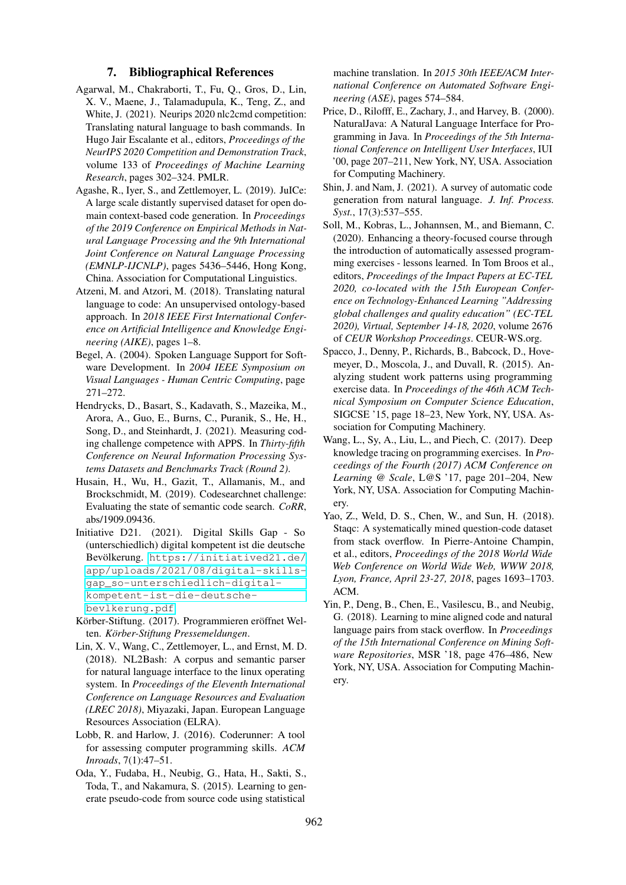## 7. Bibliographical References

Agarwal, M., Chakraborti, T., Fu, Q., Gros, D., Lin, X. V., Maene, J., Talamadupula, K., Teng, Z., and White, J. (2021). Neurips 2020 nlc2cmd competition: Translating natural language to bash commands. In Hugo Jair Escalante et al., editors, *Proceedings of the NeurIPS 2020 Competition and Demonstration Track*, volume 133 of *Proceedings of Machine Learning Research*, pages 302–324. PMLR.

Agashe, R., Iyer, S., and Zettlemoyer, L. (2019). JuICe: A large scale distantly supervised dataset for open domain context-based code generation. In *Proceedings of the 2019 Conference on Empirical Methods in Natural Language Processing and the 9th International Joint Conference on Natural Language Processing (EMNLP-IJCNLP)*, pages 5436–5446, Hong Kong, China. Association for Computational Linguistics.

Atzeni, M. and Atzori, M. (2018). Translating natural language to code: An unsupervised ontology-based approach. In *2018 IEEE First International Conference on Artificial Intelligence and Knowledge Engineering (AIKE)*, pages 1–8.

Begel, A. (2004). Spoken Language Support for Software Development. In *2004 IEEE Symposium on Visual Languages - Human Centric Computing*, page 271–272.

Hendrycks, D., Basart, S., Kadavath, S., Mazeika, M., Arora, A., Guo, E., Burns, C., Puranik, S., He, H., Song, D., and Steinhardt, J. (2021). Measuring coding challenge competence with APPS. In *Thirty-fifth Conference on Neural Information Processing Systems Datasets and Benchmarks Track (Round 2)*.

Husain, H., Wu, H., Gazit, T., Allamanis, M., and Brockschmidt, M. (2019). Codesearchnet challenge: Evaluating the state of semantic code search. *CoRR*, abs/1909.09436.

Initiative D21. (2021). Digital Skills Gap - So (unterschiedlich) digital kompetent ist die deutsche Bevölkerung. https://initiatived21.de/app/uploads/2021/08/digital-skills-gap_so-unterschiedlich-digital-kompetent-ist-die-deutsche-bevlkerung.pdf.

Körber-Stiftung. (2017). Programmieren eröffnet Welten. *Körber-Stiftung Pressemeldungen*.

Lin, X. V., Wang, C., Zettlemoyer, L., and Ernst, M. D. (2018). NL2Bash: A corpus and semantic parser for natural language interface to the linux operating system. In *Proceedings of the Eleventh International Conference on Language Resources and Evaluation (LREC 2018)*, Miyazaki, Japan. European Language Resources Association (ELRA).

Lobb, R. and Harlow, J. (2016). Coderunner: A tool for assessing computer programming skills. *ACM Inroads*, 7(1):47–51.

Oda, Y., Fudaba, H., Neubig, G., Hata, H., Sakti, S., Toda, T., and Nakamura, S. (2015). Learning to generate pseudo-code from source code using statistical machine translation. In *2015 30th IEEE/ACM International Conference on Automated Software Engineering (ASE)*, pages 574–584.

Price, D., Rilofff, E., Zachary, J., and Harvey, B. (2000). NaturalJava: A Natural Language Interface for Programming in Java. In *Proceedings of the 5th International Conference on Intelligent User Interfaces*, IUI '00, page 207–211, New York, NY, USA. Association for Computing Machinery.

Shin, J. and Nam, J. (2021). A survey of automatic code generation from natural language. *J. Inf. Process. Syst.*, 17(3):537–555.

Soll, M., Kobras, L., Johannsen, M., and Biemann, C. (2020). Enhancing a theory-focused course through the introduction of automatically assessed programming exercises - lessons learned. In Tom Broos et al., editors, *Proceedings of the Impact Papers at EC-TEL 2020, co-located with the 15th European Conference on Technology-Enhanced Learning "Addressing global challenges and quality education" (EC-TEL 2020), Virtual, September 14-18, 2020*, volume 2676 of *CEUR Workshop Proceedings*. CEUR-WS.org.

Spacco, J., Denny, P., Richards, B., Babcock, D., Hovemeyer, D., Moscola, J., and Duvall, R. (2015). Analyzing student work patterns using programming exercise data. In *Proceedings of the 46th ACM Technical Symposium on Computer Science Education*, SIGCSE '15, page 18–23, New York, NY, USA. Association for Computing Machinery.

Wang, L., Sy, A., Liu, L., and Piech, C. (2017). Deep knowledge tracing on programming exercises. In *Proceedings of the Fourth (2017) ACM Conference on Learning @ Scale*, L@S '17, page 201–204, New York, NY, USA. Association for Computing Machinery.

Yao, Z., Weld, D. S., Chen, W., and Sun, H. (2018). Staqc: A systematically mined question-code dataset from stack overflow. In Pierre-Antoine Champin, et al., editors, *Proceedings of the 2018 World Wide Web Conference on World Wide Web, WWW 2018, Lyon, France, April 23-27, 2018*, pages 1693–1703. ACM.

Yin, P., Deng, B., Chen, E., Vasilescu, B., and Neubig, G. (2018). Learning to mine aligned code and natural language pairs from stack overflow. In *Proceedings of the 15th International Conference on Mining Software Repositories*, MSR '18, page 476–486, New York, NY, USA. Association for Computing Machinery.